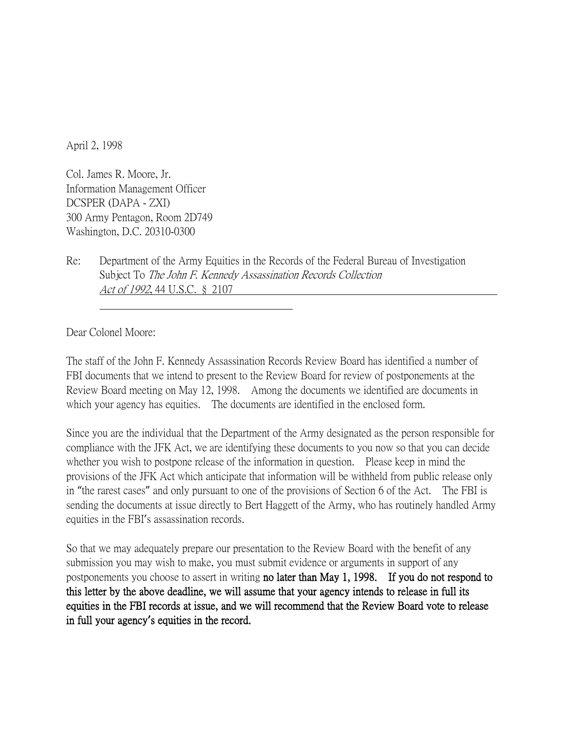April 2, 1998

Col. James R. Moore, Jr.
Information Management Officer
DCSPER (DAPA - ZXI)
300 Army Pentagon, Room 2D749
Washington, D.C. 20310-0300

Re: Department of the Army Equities in the Records of the Federal Bureau of Investigation Subject To *The John F. Kennedy Assassination Records Collection Act of 1992*, 44 U.S.C. § 2107

Dear Colonel Moore:

The staff of the John F. Kennedy Assassination Records Review Board has identified a number of FBI documents that we intend to present to the Review Board for review of postponements at the Review Board meeting on May 12, 1998. Among the documents we identified are documents in which your agency has equities. The documents are identified in the enclosed form.

Since you are the individual that the Department of the Army designated as the person responsible for compliance with the JFK Act, we are identifying these documents to you now so that you can decide whether you wish to postpone release of the information in question. Please keep in mind the provisions of the JFK Act which anticipate that information will be withheld from public release only in "the rarest cases" and only pursuant to one of the provisions of Section 6 of the Act. The FBI is sending the documents at issue directly to Bert Haggett of the Army, who has routinely handled Army equities in the FBI's assassination records.

So that we may adequately prepare our presentation to the Review Board with the benefit of any submission you may wish to make, you must submit evidence or arguments in support of any postponements you choose to assert in writing **no later than May 1, 1998. If you do not respond to this letter by the above deadline, we will assume that your agency intends to release in full its equities in the FBI records at issue, and we will recommend that the Review Board vote to release in full your agency's equities in the record.**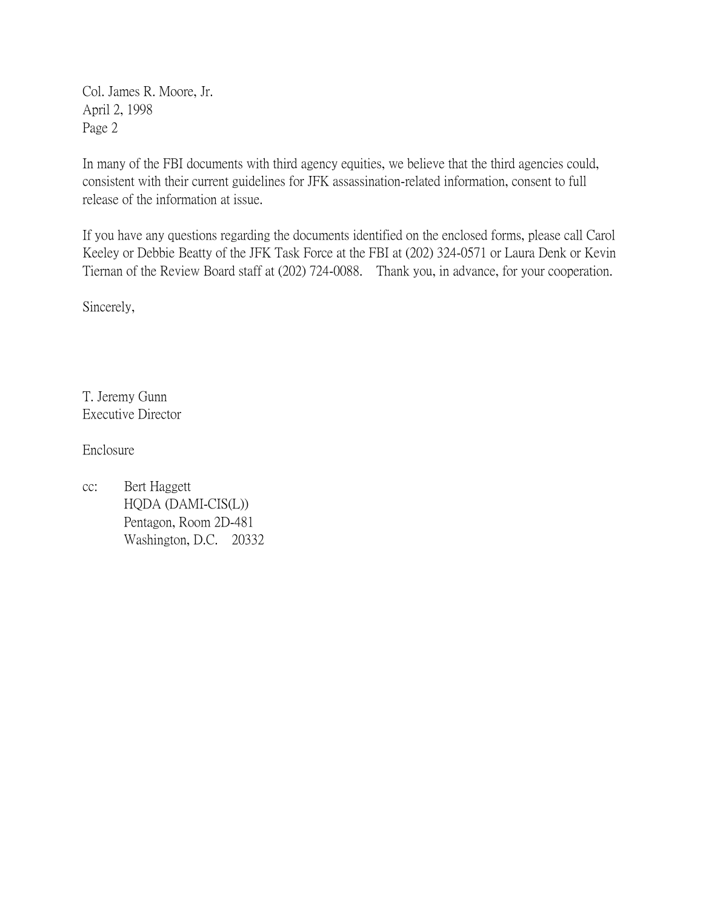In many of the FBI documents with third agency equities, we believe that the third agencies could, consistent with their current guidelines for JFK assassination-related information, consent to full release of the information at issue.

If you have any questions regarding the documents identified on the enclosed forms, please call Carol Keeley or Debbie Beatty of the JFK Task Force at the FBI at (202) 324-0571 or Laura Denk or Kevin Tiernan of the Review Board staff at (202) 724-0088. Thank you, in advance, for your cooperation.

Sincerely,

T. Jeremy Gunn
Executive Director

Enclosure

cc: Bert Haggett
HQDA (DAMI-CIS(L))
Pentagon, Room 2D-481
Washington, D.C. 20332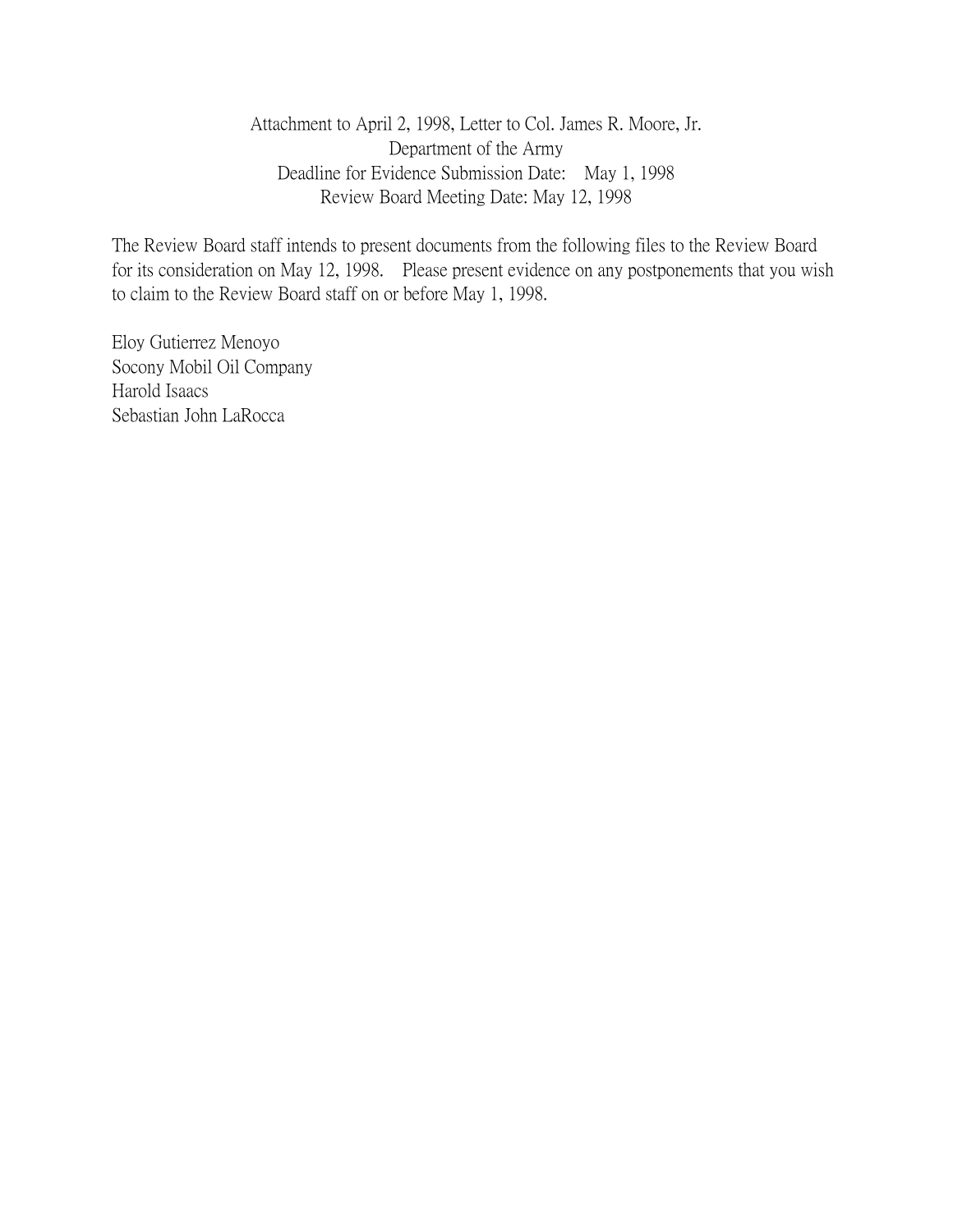Attachment to April 2, 1998, Letter to Col. James R. Moore, Jr.
Department of the Army
Deadline for Evidence Submission Date: May 1, 1998
Review Board Meeting Date: May 12, 1998

The Review Board staff intends to present documents from the following files to the Review Board for its consideration on May 12, 1998. Please present evidence on any postponements that you wish to claim to the Review Board staff on or before May 1, 1998.

Eloy Gutierrez Menoyo
Socony Mobil Oil Company
Harold Isaacs
Sebastian John LaRocca